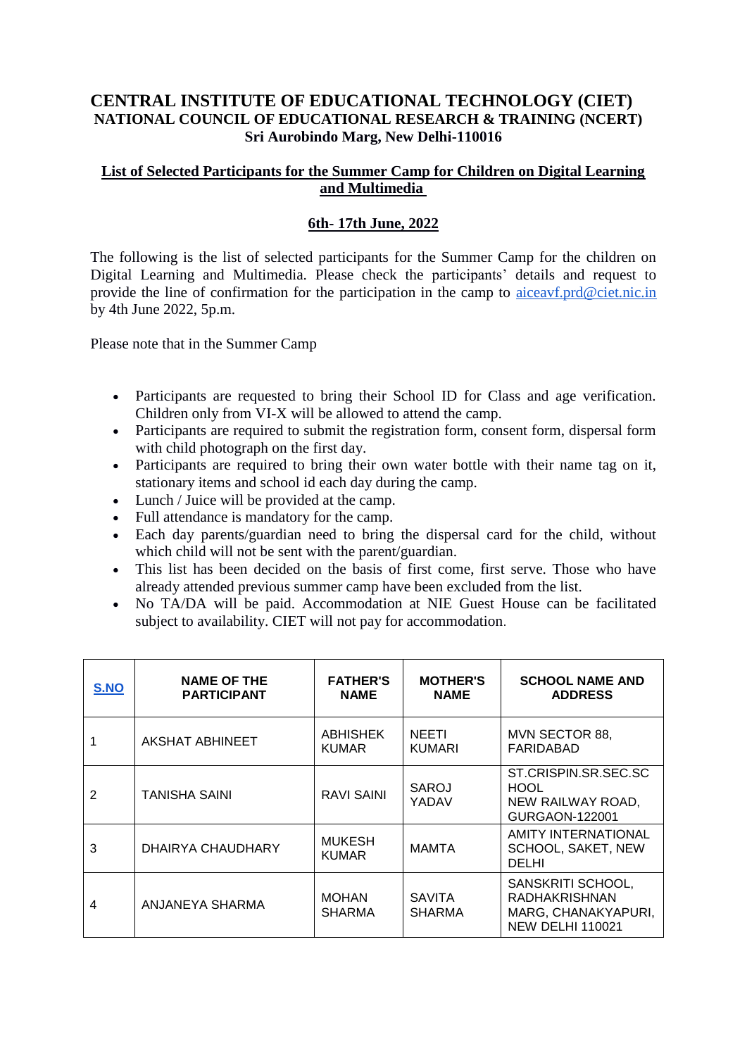# CENTRAL INSTITUTE OF EDUCATIONAL TECHNOLOGY (CIET)

## NATIONAL COUNCIL OF EDUCATIONAL RESEARCH & TRAINING (NCERT)

**Sri Aurobindo Marg, New Delhi-110016**

**List of Selected Participants for the Summer Camp for Children on Digital Learning and Multimedia**

**6th- 17th June, 2022**

The following is the list of selected participants for the Summer Camp for the children on Digital Learning and Multimedia. Please check the participants' details and request to provide the line of confirmation for the participation in the camp to aiceavf.prd@ciet.nic.in by 4th June 2022, 5p.m.

Please note that in the Summer Camp

- Participants are requested to bring their School ID for Class and age verification. Children only from VI-X will be allowed to attend the camp.
- Participants are required to submit the registration form, consent form, dispersal form with child photograph on the first day.
- Participants are required to bring their own water bottle with their name tag on it, stationary items and school id each day during the camp.
- Lunch / Juice will be provided at the camp.
- Full attendance is mandatory for the camp.
- Each day parents/guardian need to bring the dispersal card for the child, without which child will not be sent with the parent/guardian.
- This list has been decided on the basis of first come, first serve. Those who have already attended previous summer camp have been excluded from the list.
- No TA/DA will be paid. Accommodation at NIE Guest House can be facilitated subject to availability. CIET will not pay for accommodation.

| S.NO | NAME OF THE PARTICIPANT | FATHER'S NAME | MOTHER'S NAME | SCHOOL NAME AND ADDRESS |
|---|---|---|---|---|
| 1 | AKSHAT ABHINEET | ABHISHEK KUMAR | NEETI KUMARI | MVN SECTOR 88, FARIDABAD |
| 2 | TANISHA SAINI | RAVI SAINI | SAROJ YADAV | ST.CRISPIN.SR.SEC.SCHOOL NEW RAILWAY ROAD, GURGAON-122001 |
| 3 | DHAIRYA CHAUDHARY | MUKESH KUMAR | MAMTA | AMITY INTERNATIONAL SCHOOL, SAKET, NEW DELHI |
| 4 | ANJANEYA SHARMA | MOHAN SHARMA | SAVITA SHARMA | SANSKRITI SCHOOL, RADHAKRISHNAN MARG, CHANAKYAPURI, NEW DELHI 110021 |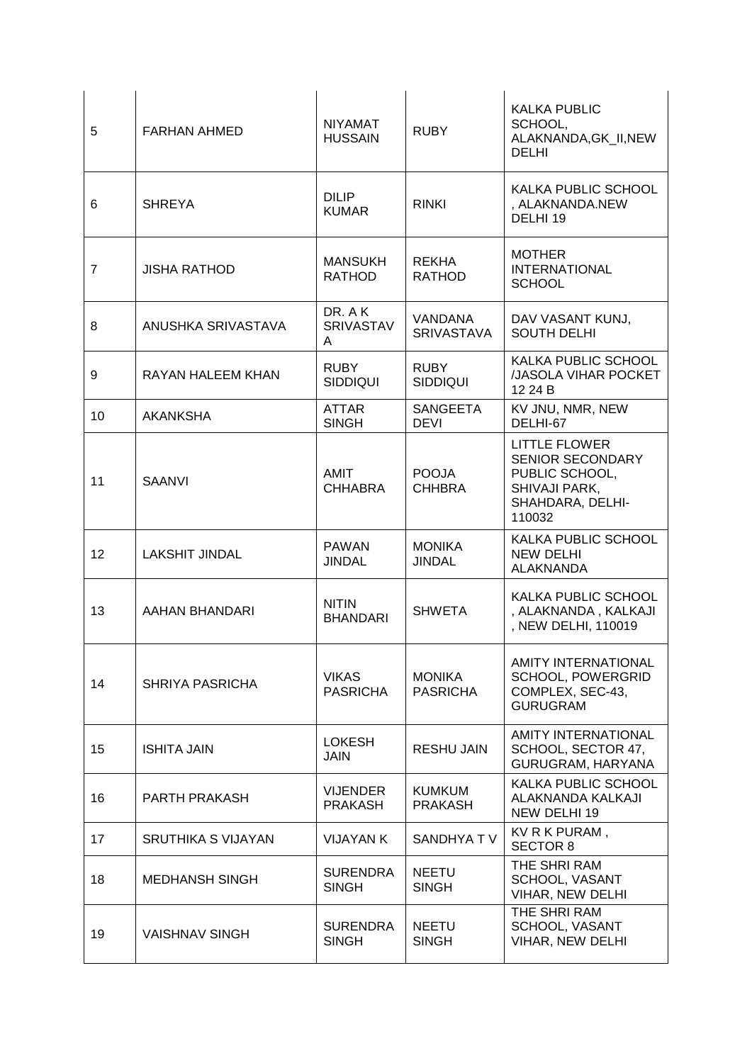| 5 | FARHAN AHMED | NIYAMAT HUSSAIN | RUBY | KALKA PUBLIC SCHOOL, ALAKNANDA,GK_II,NEW DELHI |
|---|---|---|---|---|
| 6 | SHREYA | DILIP KUMAR | RINKI | KALKA PUBLIC SCHOOL , ALAKNANDA.NEW DELHI 19 |
| 7 | JISHA RATHOD | MANSUKH RATHOD | REKHA RATHOD | MOTHER INTERNATIONAL SCHOOL |
| 8 | ANUSHKA SRIVASTAVA | DR. A K SRIVASTAVA | VANDANA SRIVASTAVA | DAV VASANT KUNJ, SOUTH DELHI |
| 9 | RAYAN HALEEM KHAN | RUBY SIDDIQUI | RUBY SIDDIQUI | KALKA PUBLIC SCHOOL /JASOLA VIHAR POCKET 12 24 B |
| 10 | AKANKSHA | ATTAR SINGH | SANGEETA DEVI | KV JNU, NMR, NEW DELHI-67 |
| 11 | SAANVI | AMIT CHHABRA | POOJA CHHBRA | LITTLE FLOWER SENIOR SECONDARY PUBLIC SCHOOL, SHIVAJI PARK, SHAHDARA, DELHI-110032 |
| 12 | LAKSHIT JINDAL | PAWAN JINDAL | MONIKA JINDAL | KALKA PUBLIC SCHOOL NEW DELHI ALAKNANDA |
| 13 | AAHAN BHANDARI | NITIN BHANDARI | SHWETA | KALKA PUBLIC SCHOOL , ALAKNANDA , KALKAJI , NEW DELHI, 110019 |
| 14 | SHRIYA PASRICHA | VIKAS PASRICHA | MONIKA PASRICHA | AMITY INTERNATIONAL SCHOOL, POWERGRID COMPLEX, SEC-43, GURUGRAM |
| 15 | ISHITA JAIN | LOKESH JAIN | RESHU JAIN | AMITY INTERNATIONAL SCHOOL, SECTOR 47, GURUGRAM, HARYANA |
| 16 | PARTH PRAKASH | VIJENDER PRAKASH | KUMKUM PRAKASH | KALKA PUBLIC SCHOOL ALAKNANDA KALKAJI NEW DELHI 19 |
| 17 | SRUTHIKA S VIJAYAN | VIJAYAN K | SANDHYA T V | KV R K PURAM , SECTOR 8 |
| 18 | MEDHANSH SINGH | SURENDRA SINGH | NEETU SINGH | THE SHRI RAM SCHOOL, VASANT VIHAR, NEW DELHI |
| 19 | VAISHNAV SINGH | SURENDRA SINGH | NEETU SINGH | THE SHRI RAM SCHOOL, VASANT VIHAR, NEW DELHI |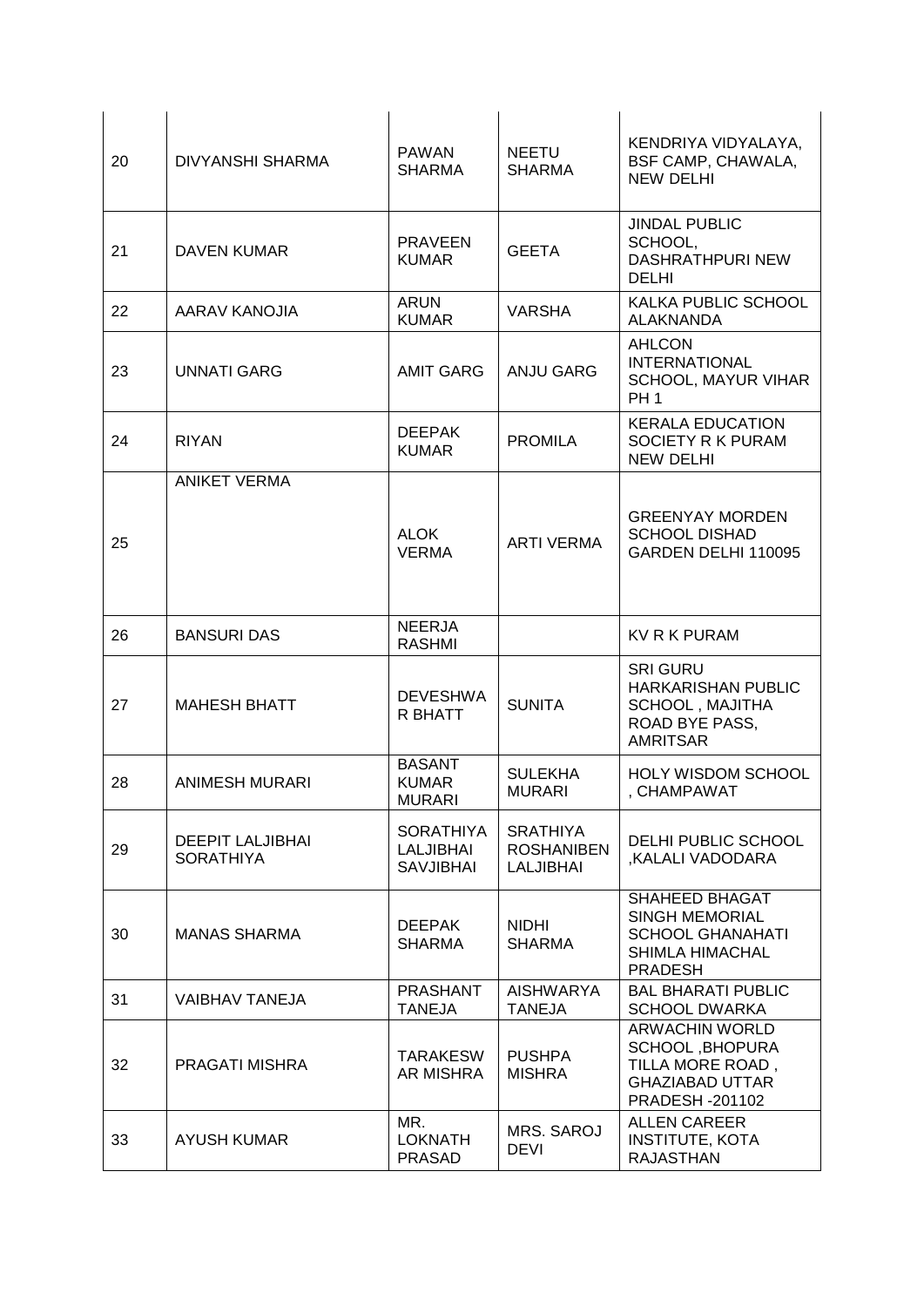| | | | | |
|---|---|---|---|---|
| 20 | DIVYANSHI SHARMA | PAWAN SHARMA | NEETU SHARMA | KENDRIYA VIDYALAYA, BSF CAMP, CHAWALA, NEW DELHI |
| 21 | DAVEN KUMAR | PRAVEEN KUMAR | GEETA | JINDAL PUBLIC SCHOOL, DASHRATHPURI NEW DELHI |
| 22 | AARAV KANOJIA | ARUN KUMAR | VARSHA | KALKA PUBLIC SCHOOL ALAKNANDA |
| 23 | UNNATI GARG | AMIT GARG | ANJU GARG | AHLCON INTERNATIONAL SCHOOL, MAYUR VIHAR PH 1 |
| 24 | RIYAN | DEEPAK KUMAR | PROMILA | KERALA EDUCATION SOCIETY R K PURAM NEW DELHI |
| 25 | ANIKET VERMA | ALOK VERMA | ARTI VERMA | GREENYAY MORDEN SCHOOL DISHAD GARDEN DELHI 110095 |
| 26 | BANSURI DAS | NEERJA RASHMI | | KV R K PURAM |
| 27 | MAHESH BHATT | DEVESHWAR BHATT | SUNITA | SRI GURU HARKARISHAN PUBLIC SCHOOL , MAJITHA ROAD BYE PASS, AMRITSAR |
| 28 | ANIMESH MURARI | BASANT KUMAR MURARI | SULEKHA MURARI | HOLY WISDOM SCHOOL , CHAMPAWAT |
| 29 | DEEPIT LALJIBHAI SORATHIYA | SORATHIYA LALJIBHAI SAVJIBHAI | SRATHIYA ROSHANIBEN LALJIBHAI | DELHI PUBLIC SCHOOL ,KALALI VADODARA |
| 30 | MANAS SHARMA | DEEPAK SHARMA | NIDHI SHARMA | SHAHEED BHAGAT SINGH MEMORIAL SCHOOL GHANAHATI SHIMLA HIMACHAL PRADESH |
| 31 | VAIBHAV TANEJA | PRASHANT TANEJA | AISHWARYA TANEJA | BAL BHARATI PUBLIC SCHOOL DWARKA |
| 32 | PRAGATI MISHRA | TARAKESWAR MISHRA | PUSHPA MISHRA | ARWACHIN WORLD SCHOOL ,BHOPURA TILLA MORE ROAD , GHAZIABAD UTTAR PRADESH -201102 |
| 33 | AYUSH KUMAR | MR. LOKNATH PRASAD | MRS. SAROJ DEVI | ALLEN CAREER INSTITUTE, KOTA RAJASTHAN |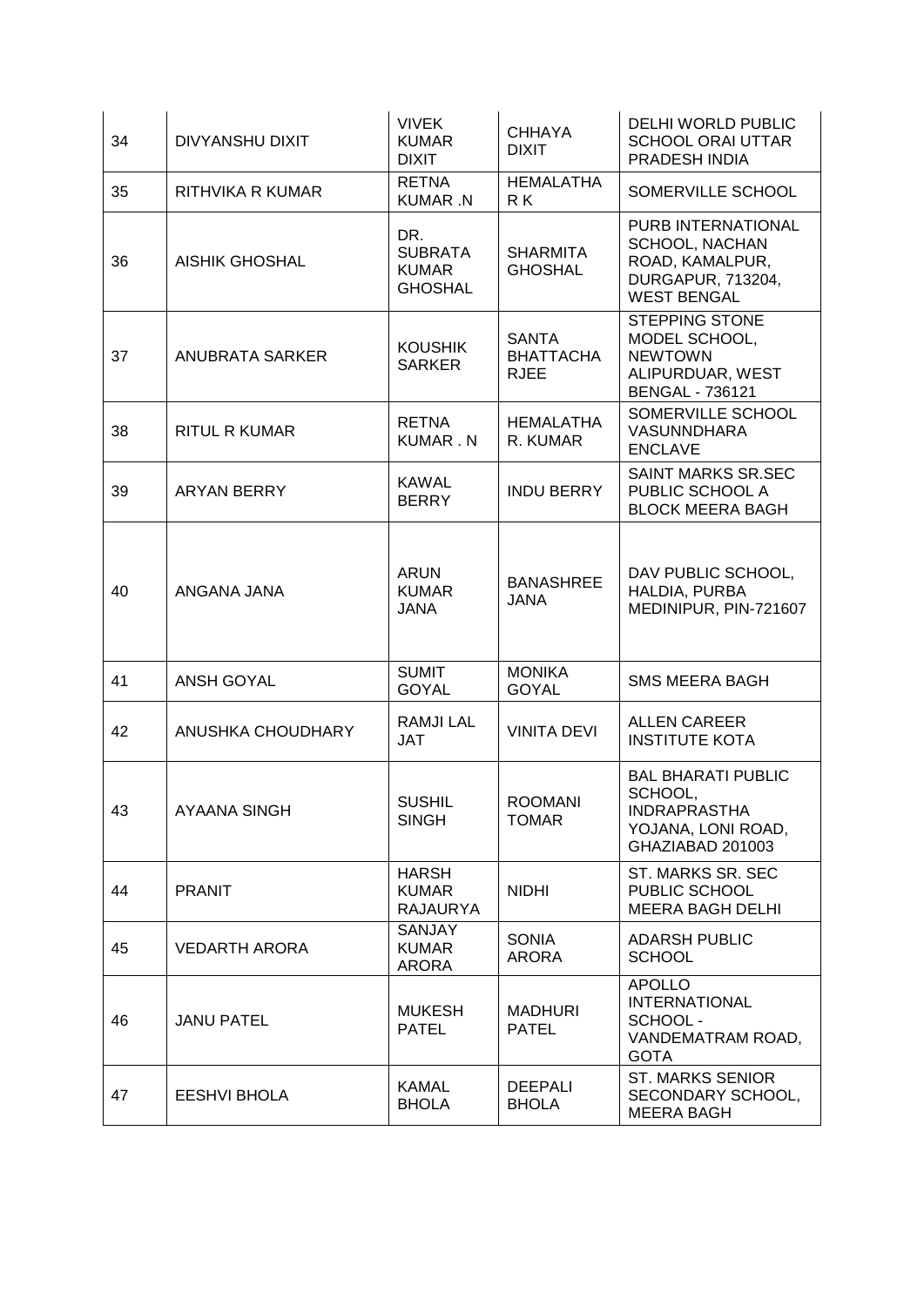| 34 | DIVYANSHU DIXIT | VIVEK KUMAR DIXIT | CHHAYA DIXIT | DELHI WORLD PUBLIC SCHOOL ORAI UTTAR PRADESH INDIA |
|---|---|---|---|---|
| 35 | RITHVIKA R KUMAR | RETNA KUMAR .N | HEMALATHA R K | SOMERVILLE SCHOOL |
| 36 | AISHIK GHOSHAL | DR. SUBRATA KUMAR GHOSHAL | SHARMITA GHOSHAL | PURB INTERNATIONAL SCHOOL, NACHAN ROAD, KAMALPUR, DURGAPUR, 713204, WEST BENGAL |
| 37 | ANUBRATA SARKER | KOUSHIK SARKER | SANTA BHATTACHARJEE | STEPPING STONE MODEL SCHOOL, NEWTOWN ALIPURDUAR, WEST BENGAL - 736121 |
| 38 | RITUL R KUMAR | RETNA KUMAR . N | HEMALATHA R. KUMAR | SOMERVILLE SCHOOL VASUNNDHARA ENCLAVE |
| 39 | ARYAN BERRY | KAWAL BERRY | INDU BERRY | SAINT MARKS SR.SEC PUBLIC SCHOOL A BLOCK MEERA BAGH |
| 40 | ANGANA JANA | ARUN KUMAR JANA | BANASHREE JANA | DAV PUBLIC SCHOOL, HALDIA, PURBA MEDINIPUR, PIN-721607 |
| 41 | ANSH GOYAL | SUMIT GOYAL | MONIKA GOYAL | SMS MEERA BAGH |
| 42 | ANUSHKA CHOUDHARY | RAMJI LAL JAT | VINITA DEVI | ALLEN CAREER INSTITUTE KOTA |
| 43 | AYAANA SINGH | SUSHIL SINGH | ROOMANI TOMAR | BAL BHARATI PUBLIC SCHOOL, INDRAPRASTHA YOJANA, LONI ROAD, GHAZIABAD 201003 |
| 44 | PRANIT | HARSH KUMAR RAJAURYA | NIDHI | ST. MARKS SR. SEC PUBLIC SCHOOL MEERA BAGH DELHI |
| 45 | VEDARTH ARORA | SANJAY KUMAR ARORA | SONIA ARORA | ADARSH PUBLIC SCHOOL |
| 46 | JANU PATEL | MUKESH PATEL | MADHURI PATEL | APOLLO INTERNATIONAL SCHOOL - VANDEMATRAM ROAD, GOTA |
| 47 | EESHVI BHOLA | KAMAL BHOLA | DEEPALI BHOLA | ST. MARKS SENIOR SECONDARY SCHOOL, MEERA BAGH |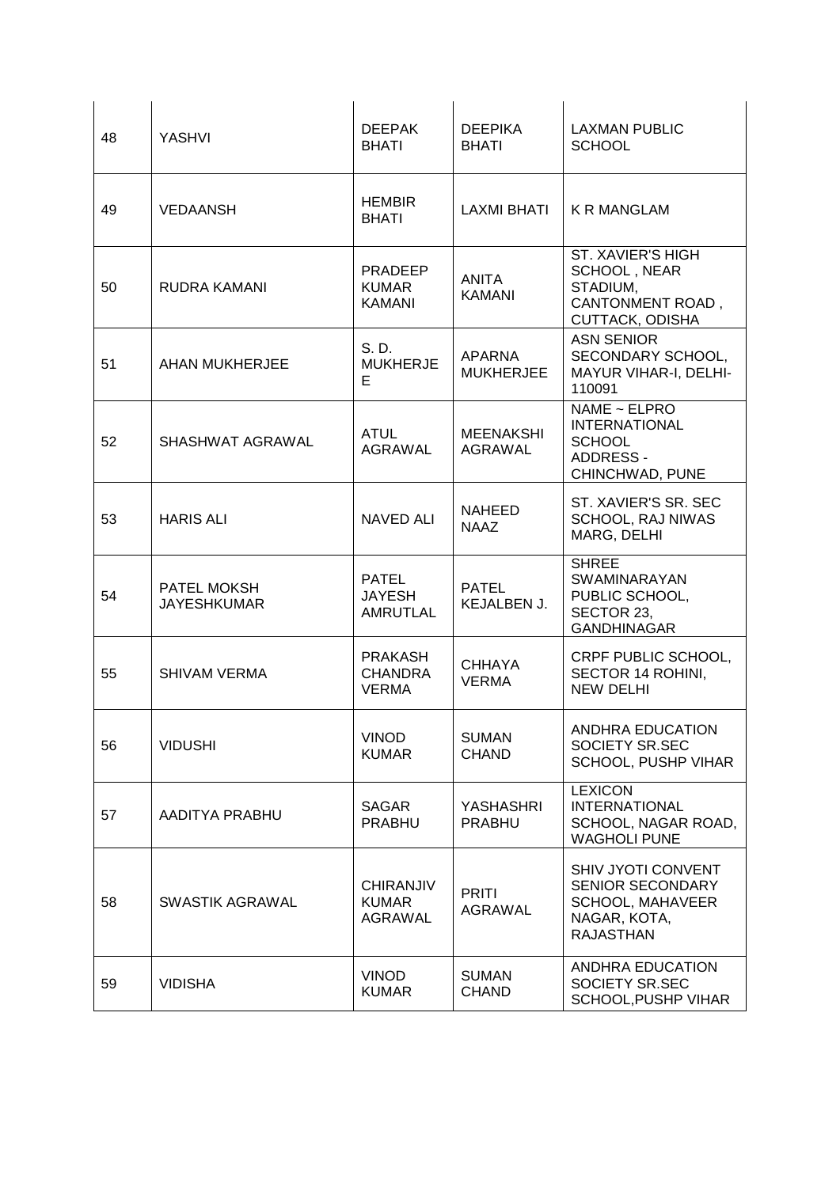| 48 | YASHVI | DEEPAK BHATI | DEEPIKA BHATI | LAXMAN PUBLIC SCHOOL |
|---|---|---|---|---|
| 49 | VEDAANSH | HEMBIR BHATI | LAXMI BHATI | K R MANGLAM |
| 50 | RUDRA KAMANI | PRADEEP KUMAR KAMANI | ANITA KAMANI | ST. XAVIER'S HIGH SCHOOL , NEAR STADIUM, CANTONMENT ROAD , CUTTACK, ODISHA |
| 51 | AHAN MUKHERJEE | S. D. MUKHERJEE | APARNA MUKHERJEE | ASN SENIOR SECONDARY SCHOOL, MAYUR VIHAR-I, DELHI-110091 |
| 52 | SHASHWAT AGRAWAL | ATUL AGRAWAL | MEENAKSHI AGRAWAL | NAME ~ ELPRO INTERNATIONAL SCHOOL ADDRESS - CHINCHWAD, PUNE |
| 53 | HARIS ALI | NAVED ALI | NAHEED NAAZ | ST. XAVIER'S SR. SEC SCHOOL, RAJ NIWAS MARG, DELHI |
| 54 | PATEL MOKSH JAYESHKUMAR | PATEL JAYESH AMRUTLAL | PATEL KEJALBEN J. | SHREE SWAMINARAYAN PUBLIC SCHOOL, SECTOR 23, GANDHINAGAR |
| 55 | SHIVAM VERMA | PRAKASH CHANDRA VERMA | CHHAYA VERMA | CRPF PUBLIC SCHOOL, SECTOR 14 ROHINI, NEW DELHI |
| 56 | VIDUSHI | VINOD KUMAR | SUMAN CHAND | ANDHRA EDUCATION SOCIETY SR.SEC SCHOOL, PUSHP VIHAR |
| 57 | AADITYA PRABHU | SAGAR PRABHU | YASHASHRI PRABHU | LEXICON INTERNATIONAL SCHOOL, NAGAR ROAD, WAGHOLI PUNE |
| 58 | SWASTIK AGRAWAL | CHIRANJIV KUMAR AGRAWAL | PRITI AGRAWAL | SHIV JYOTI CONVENT SENIOR SECONDARY SCHOOL, MAHAVEER NAGAR, KOTA, RAJASTHAN |
| 59 | VIDISHA | VINOD KUMAR | SUMAN CHAND | ANDHRA EDUCATION SOCIETY SR.SEC SCHOOL,PUSHP VIHAR |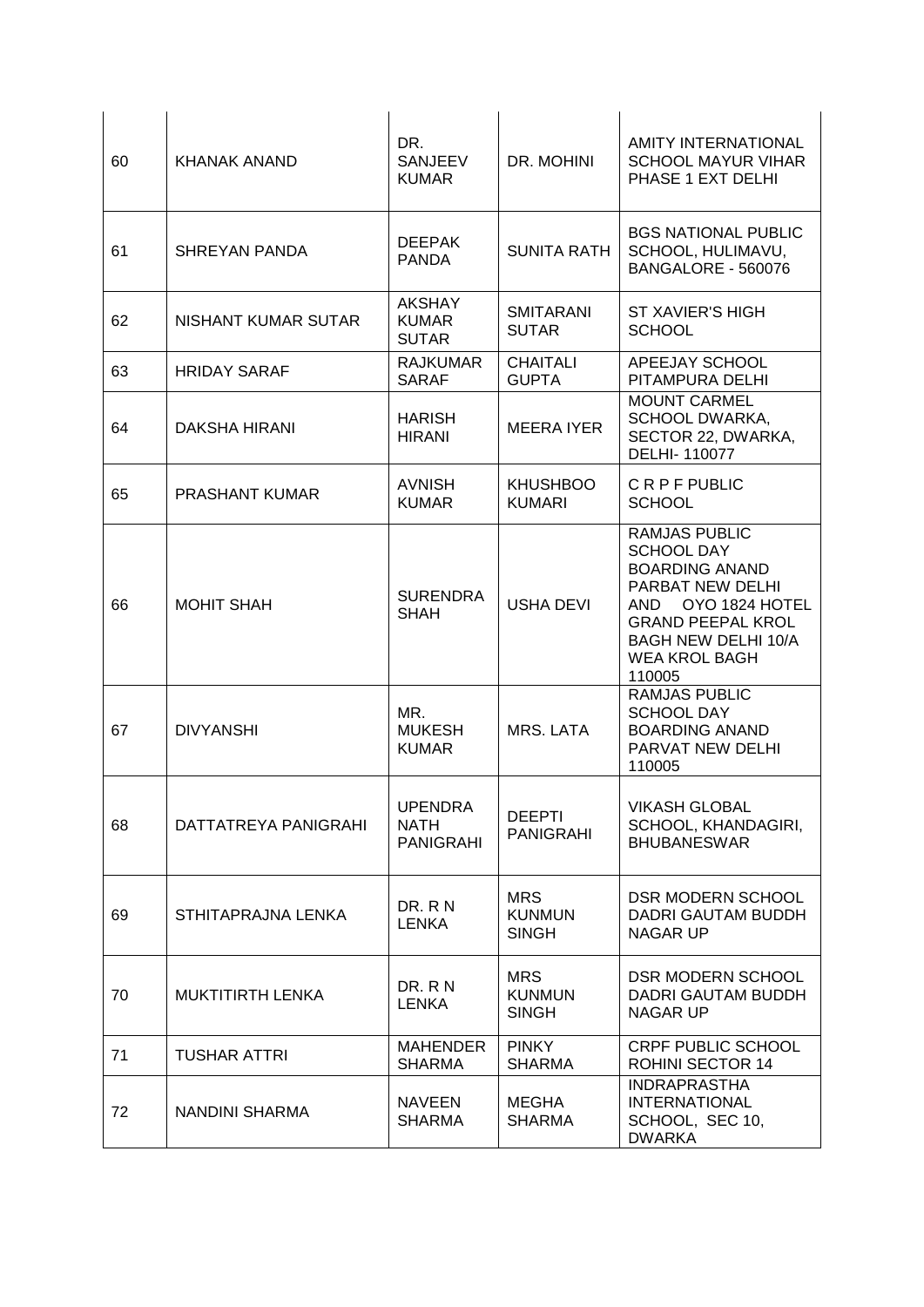| | | | | |
|---|---|---|---|---|
| 60 | KHANAK ANAND | DR. SANJEEV KUMAR | DR. MOHINI | AMITY INTERNATIONAL SCHOOL MAYUR VIHAR PHASE 1 EXT DELHI |
| 61 | SHREYAN PANDA | DEEPAK PANDA | SUNITA RATH | BGS NATIONAL PUBLIC SCHOOL, HULIMAVU, BANGALORE - 560076 |
| 62 | NISHANT KUMAR SUTAR | AKSHAY KUMAR SUTAR | SMITARANI SUTAR | ST XAVIER'S HIGH SCHOOL |
| 63 | HRIDAY SARAF | RAJKUMAR SARAF | CHAITALI GUPTA | APEEJAY SCHOOL PITAMPURA DELHI |
| 64 | DAKSHA HIRANI | HARISH HIRANI | MEERA IYER | MOUNT CARMEL SCHOOL DWARKA, SECTOR 22, DWARKA, DELHI- 110077 |
| 65 | PRASHANT KUMAR | AVNISH KUMAR | KHUSHBOO KUMARI | C R P F PUBLIC SCHOOL |
| 66 | MOHIT SHAH | SURENDRA SHAH | USHA DEVI | RAMJAS PUBLIC SCHOOL DAY BOARDING ANAND PARBAT NEW DELHI AND OYO 1824 HOTEL GRAND PEEPAL KROL BAGH NEW DELHI 10/A WEA KROL BAGH 110005 |
| 67 | DIVYANSHI | MR. MUKESH KUMAR | MRS. LATA | RAMJAS PUBLIC SCHOOL DAY BOARDING ANAND PARVAT NEW DELHI 110005 |
| 68 | DATTATREYA PANIGRAHI | UPENDRA NATH PANIGRAHI | DEEPTI PANIGRAHI | VIKASH GLOBAL SCHOOL, KHANDAGIRI, BHUBANESWAR |
| 69 | STHITAPRAJNA LENKA | DR. R N LENKA | MRS KUNMUN SINGH | DSR MODERN SCHOOL DADRI GAUTAM BUDDH NAGAR UP |
| 70 | MUKTITIRTH LENKA | DR. R N LENKA | MRS KUNMUN SINGH | DSR MODERN SCHOOL DADRI GAUTAM BUDDH NAGAR UP |
| 71 | TUSHAR ATTRI | MAHENDER SHARMA | PINKY SHARMA | CRPF PUBLIC SCHOOL ROHINI SECTOR 14 |
| 72 | NANDINI SHARMA | NAVEEN SHARMA | MEGHA SHARMA | INDRAPRASTHA INTERNATIONAL SCHOOL, SEC 10, DWARKA |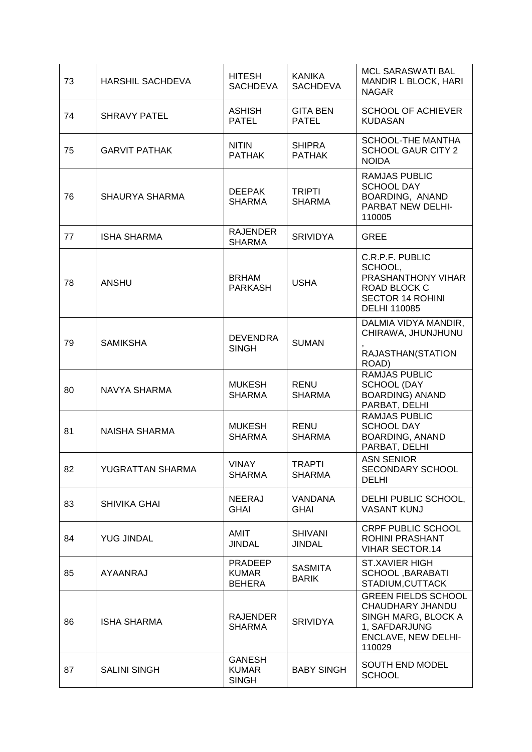| 73 | HARSHIL SACHDEVA | HITESH SACHDEVA | KANIKA SACHDEVA | MCL SARASWATI BAL MANDIR L BLOCK, HARI NAGAR |
|---|---|---|---|---|
| 74 | SHRAVY PATEL | ASHISH PATEL | GITA BEN PATEL | SCHOOL OF ACHIEVER KUDASAN |
| 75 | GARVIT PATHAK | NITIN PATHAK | SHIPRA PATHAK | SCHOOL-THE MANTHA SCHOOL GAUR CITY 2 NOIDA |
| 76 | SHAURYA SHARMA | DEEPAK SHARMA | TRIPTI SHARMA | RAMJAS PUBLIC SCHOOL DAY BOARDING, ANAND PARBAT NEW DELHI-110005 |
| 77 | ISHA SHARMA | RAJENDER SHARMA | SRIVIDYA | GREE |
| 78 | ANSHU | BRHAM PARKASH | USHA | C.R.P.F. PUBLIC SCHOOL, PRASHANTHONY VIHAR ROAD BLOCK C SECTOR 14 ROHINI DELHI 110085 |
| 79 | SAMIKSHA | DEVENDRA SINGH | SUMAN | DALMIA VIDYA MANDIR, CHIRAWA, JHUNJHUNU , RAJASTHAN(STATION ROAD) |
| 80 | NAVYA SHARMA | MUKESH SHARMA | RENU SHARMA | RAMJAS PUBLIC SCHOOL (DAY BOARDING) ANAND PARBAT, DELHI |
| 81 | NAISHA SHARMA | MUKESH SHARMA | RENU SHARMA | RAMJAS PUBLIC SCHOOL DAY BOARDING, ANAND PARBAT, DELHI |
| 82 | YUGRATTAN SHARMA | VINAY SHARMA | TRAPTI SHARMA | ASN SENIOR SECONDARY SCHOOL DELHI |
| 83 | SHIVIKA GHAI | NEERAJ GHAI | VANDANA GHAI | DELHI PUBLIC SCHOOL, VASANT KUNJ |
| 84 | YUG JINDAL | AMIT JINDAL | SHIVANI JINDAL | CRPF PUBLIC SCHOOL ROHINI PRASHANT VIHAR SECTOR.14 |
| 85 | AYAANRAJ | PRADEEP KUMAR BEHERA | SASMITA BARIK | ST.XAVIER HIGH SCHOOL ,BARABATI STADIUM,CUTTACK |
| 86 | ISHA SHARMA | RAJENDER SHARMA | SRIVIDYA | GREEN FIELDS SCHOOL CHAUDHARY JHANDU SINGH MARG, BLOCK A 1, SAFDARJUNG ENCLAVE, NEW DELHI-110029 |
| 87 | SALINI SINGH | GANESH KUMAR SINGH | BABY SINGH | SOUTH END MODEL SCHOOL |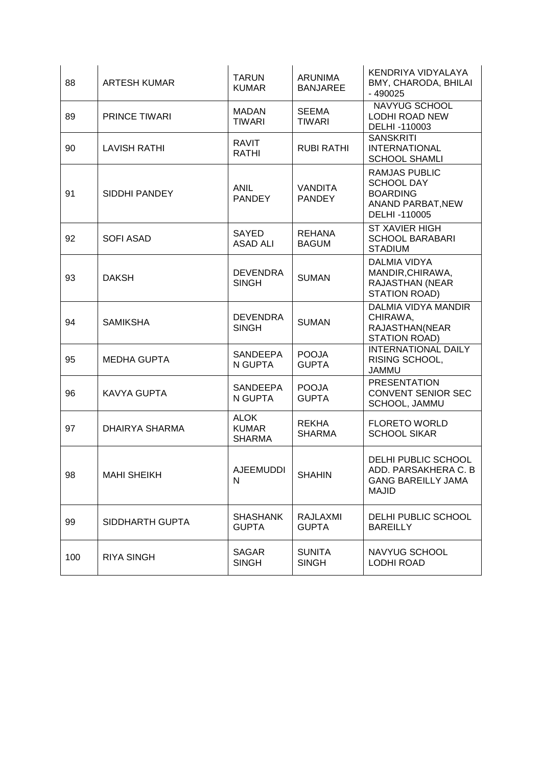| | | | | |
|---|---|---|---|---|
| 88 | ARTESH KUMAR | TARUN KUMAR | ARUNIMA BANJAREE | KENDRIYA VIDYALAYA BMY, CHARODA, BHILAI - 490025 |
| 89 | PRINCE TIWARI | MADAN TIWARI | SEEMA TIWARI | NAVYUG SCHOOL LODHI ROAD NEW DELHI -110003 |
| 90 | LAVISH RATHI | RAVIT RATHI | RUBI RATHI | SANSKRITI INTERNATIONAL SCHOOL SHAMLI |
| 91 | SIDDHI PANDEY | ANIL PANDEY | VANDITA PANDEY | RAMJAS PUBLIC SCHOOL DAY BOARDING ANAND PARBAT,NEW DELHI -110005 |
| 92 | SOFI ASAD | SAYED ASAD ALI | REHANA BAGUM | ST XAVIER HIGH SCHOOL BARABARI STADIUM |
| 93 | DAKSH | DEVENDRA SINGH | SUMAN | DALMIA VIDYA MANDIR,CHIRAWA, RAJASTHAN (NEAR STATION ROAD) |
| 94 | SAMIKSHA | DEVENDRA SINGH | SUMAN | DALMIA VIDYA MANDIR CHIRAWA, RAJASTHAN(NEAR STATION ROAD) |
| 95 | MEDHA GUPTA | SANDEEPAN GUPTA | POOJA GUPTA | INTERNATIONAL DAILY RISING SCHOOL, JAMMU |
| 96 | KAVYA GUPTA | SANDEEPAN GUPTA | POOJA GUPTA | PRESENTATION CONVENT SENIOR SEC SCHOOL, JAMMU |
| 97 | DHAIRYA SHARMA | ALOK KUMAR SHARMA | REKHA SHARMA | FLORETO WORLD SCHOOL SIKAR |
| 98 | MAHI SHEIKH | AJEEMUDDIN | SHAHIN | DELHI PUBLIC SCHOOL ADD. PARSAKHERA C. B GANG BAREILLY JAMA MAJID |
| 99 | SIDDHARTH GUPTA | SHASHANK GUPTA | RAJLAXMI GUPTA | DELHI PUBLIC SCHOOL BAREILLY |
| 100 | RIYA SINGH | SAGAR SINGH | SUNITA SINGH | NAVYUG SCHOOL LODHI ROAD |